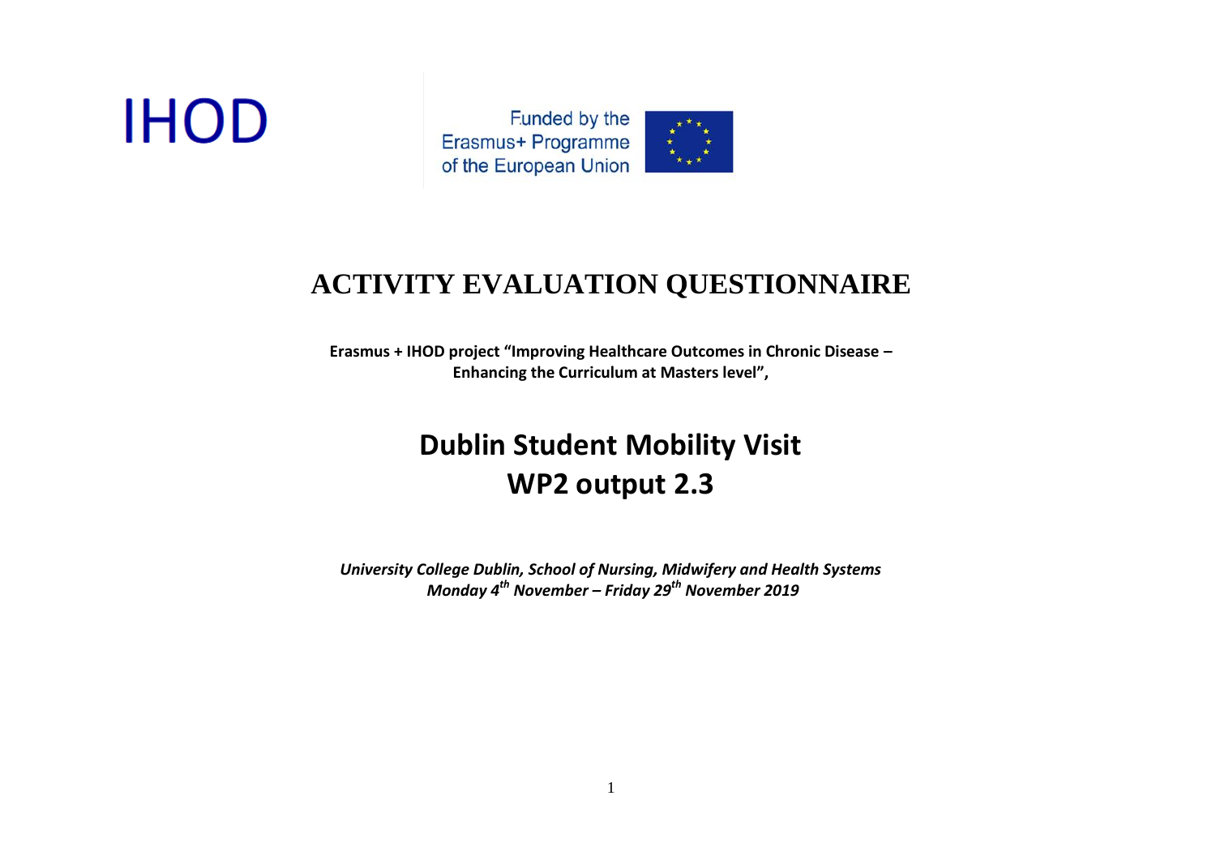IHOD

Funded by the Erasmus+ Programme of the European Union

# ACTIVITY EVALUATION QUESTIONNAIRE

**Erasmus + IHOD project "Improving Healthcare Outcomes in Chronic Disease – Enhancing the Curriculum at Masters level",**

## Dublin Student Mobility Visit
## WP2 output 2.3

***University College Dublin, School of Nursing, Midwifery and Health Systems***
***Monday 4th November – Friday 29th November 2019***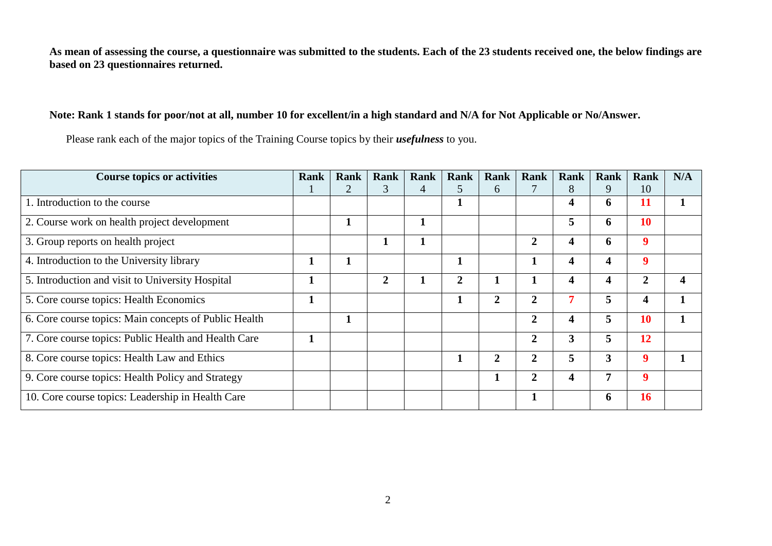**As mean of assessing the course, a questionnaire was submitted to the students. Each of the 23 students received one, the below findings are based on 23 questionnaires returned.**

**Note: Rank 1 stands for poor/not at all, number 10 for excellent/in a high standard and N/A for Not Applicable or No/Answer.**

Please rank each of the major topics of the Training Course topics by their ***usefulness*** to you.

| Course topics or activities | Rank 1 | Rank 2 | Rank 3 | Rank 4 | Rank 5 | Rank 6 | Rank 7 | Rank 8 | Rank 9 | Rank 10 | N/A |
|---|---|---|---|---|---|---|---|---|---|---|---|
| 1. Introduction to the course | | | | | **1** | | | **4** | **6** | **11** | **1** |
| 2. Course work on health project development | | **1** | | **1** | | | | **5** | **6** | **10** | |
| 3. Group reports on health project | | | **1** | **1** | | | **2** | **4** | **6** | **9** | |
| 4. Introduction to the University library | **1** | **1** | | | **1** | | **1** | **4** | **4** | **9** | |
| 5. Introduction and visit to University Hospital | **1** | | **2** | **1** | **2** | **1** | **1** | **4** | **4** | **2** | **4** |
| 5. Core course topics: Health Economics | **1** | | | | **1** | **2** | **2** | **7** | **5** | **4** | **1** |
| 6. Core course topics: Main concepts of Public Health | | **1** | | | | | **2** | **4** | **5** | **10** | **1** |
| 7. Core course topics: Public Health and Health Care | **1** | | | | | | **2** | **3** | **5** | **12** | |
| 8. Core course topics: Health Law and Ethics | | | | | **1** | **2** | **2** | **5** | **3** | **9** | **1** |
| 9. Core course topics: Health Policy and Strategy | | | | | | **1** | **2** | **4** | **7** | **9** | |
| 10. Core course topics: Leadership in Health Care | | | | | | | **1** | | **6** | **16** | |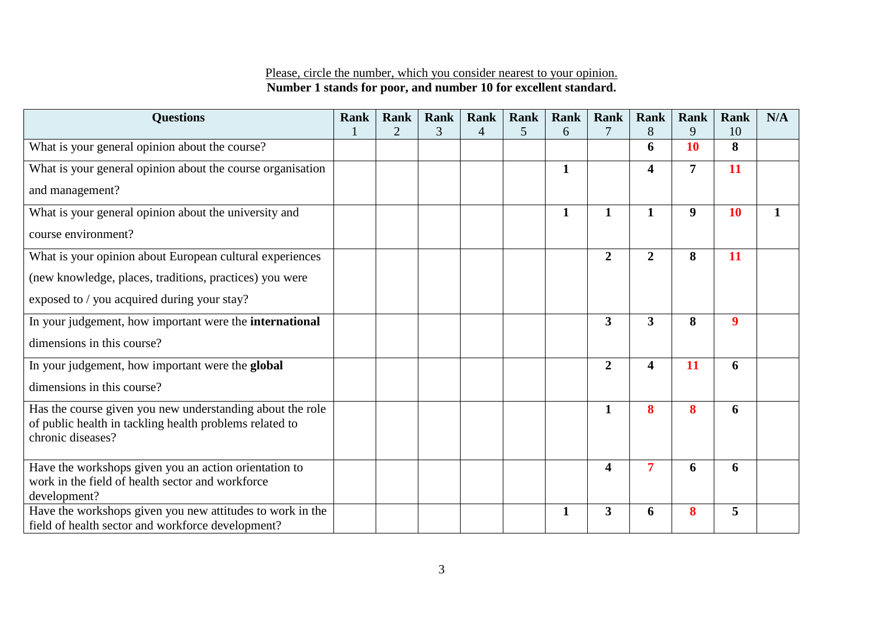<u>Please, circle the number, which you consider nearest to your opinion.</u>
**Number 1 stands for poor, and number 10 for excellent standard.**

| Questions | Rank 1 | Rank 2 | Rank 3 | Rank 4 | Rank 5 | Rank 6 | Rank 7 | Rank 8 | Rank 9 | Rank 10 | N/A |
|---|---|---|---|---|---|---|---|---|---|---|---|
| What is your general opinion about the course? | | | | | | | | **6** | **10** | **8** | |
| What is your general opinion about the course organisation and management? | | | | | | **1** | | **4** | **7** | **11** | |
| What is your general opinion about the university and course environment? | | | | | | **1** | **1** | **1** | **9** | **10** | **1** |
| What is your opinion about European cultural experiences (new knowledge, places, traditions, practices) you were exposed to / you acquired during your stay? | | | | | | | **2** | **2** | **8** | **11** | |
| In your judgement, how important were the **international** dimensions in this course? | | | | | | | **3** | **3** | **8** | **9** | |
| In your judgement, how important were the **global** dimensions in this course? | | | | | | | **2** | **4** | **11** | **6** | |
| Has the course given you new understanding about the role of public health in tackling health problems related to chronic diseases? | | | | | | | **1** | **8** | **8** | **6** | |
| Have the workshops given you an action orientation to work in the field of health sector and workforce development? | | | | | | | **4** | **7** | **6** | **6** | |
| Have the workshops given you new attitudes to work in the field of health sector and workforce development? | | | | | | **1** | **3** | **6** | **8** | **5** | |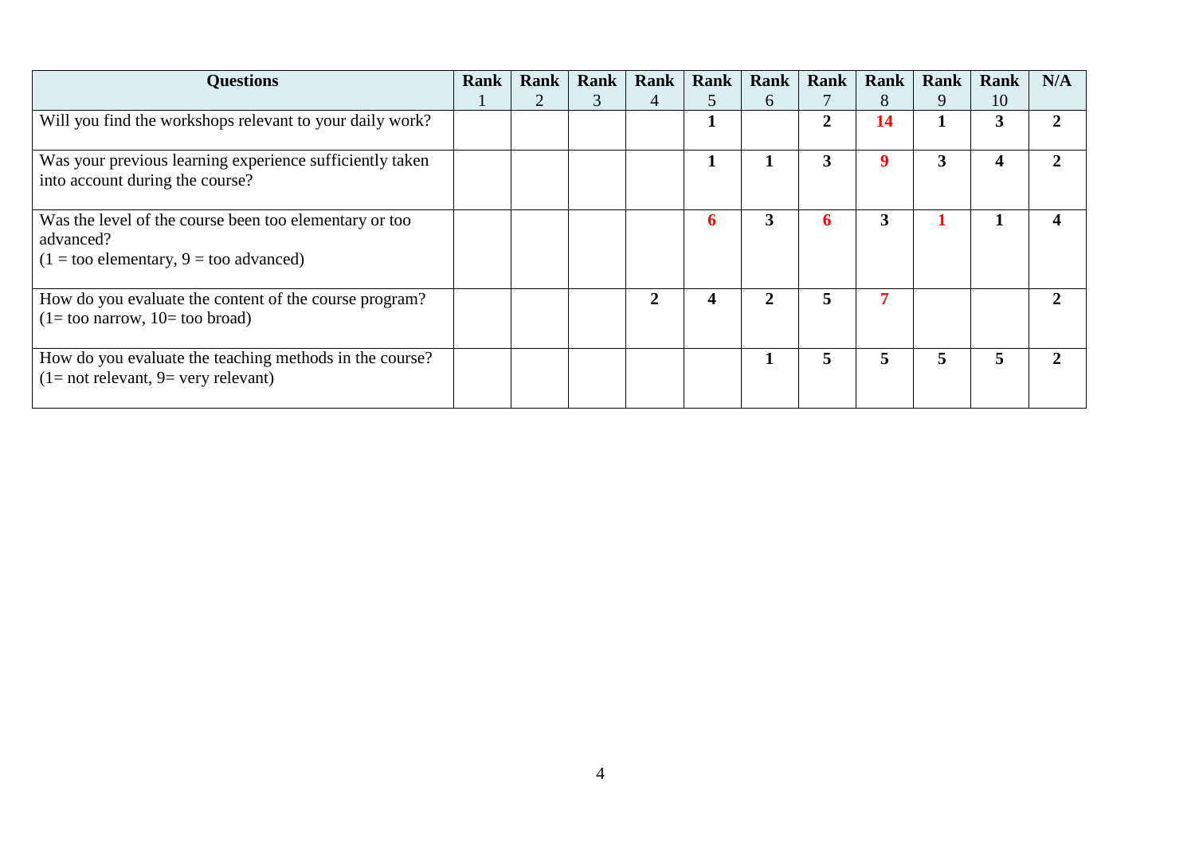| Questions | Rank 1 | Rank 2 | Rank 3 | Rank 4 | Rank 5 | Rank 6 | Rank 7 | Rank 8 | Rank 9 | Rank 10 | N/A |
|---|---|---|---|---|---|---|---|---|---|---|---|
| Will you find the workshops relevant to your daily work? | | | | | **1** | | **2** | **14** | **1** | **3** | **2** |
| Was your previous learning experience sufficiently taken into account during the course? | | | | | **1** | **1** | **3** | **9** | **3** | **4** | **2** |
| Was the level of the course been too elementary or too advanced? (1 = too elementary, 9 = too advanced) | | | | | **6** | **3** | **6** | **3** | **1** | **1** | **4** |
| How do you evaluate the content of the course program? (1= too narrow, 10= too broad) | | | | **2** | **4** | **2** | **5** | **7** | | | **2** |
| How do you evaluate the teaching methods in the course? (1= not relevant, 9= very relevant) | | | | | | **1** | **5** | **5** | **5** | **5** | **2** |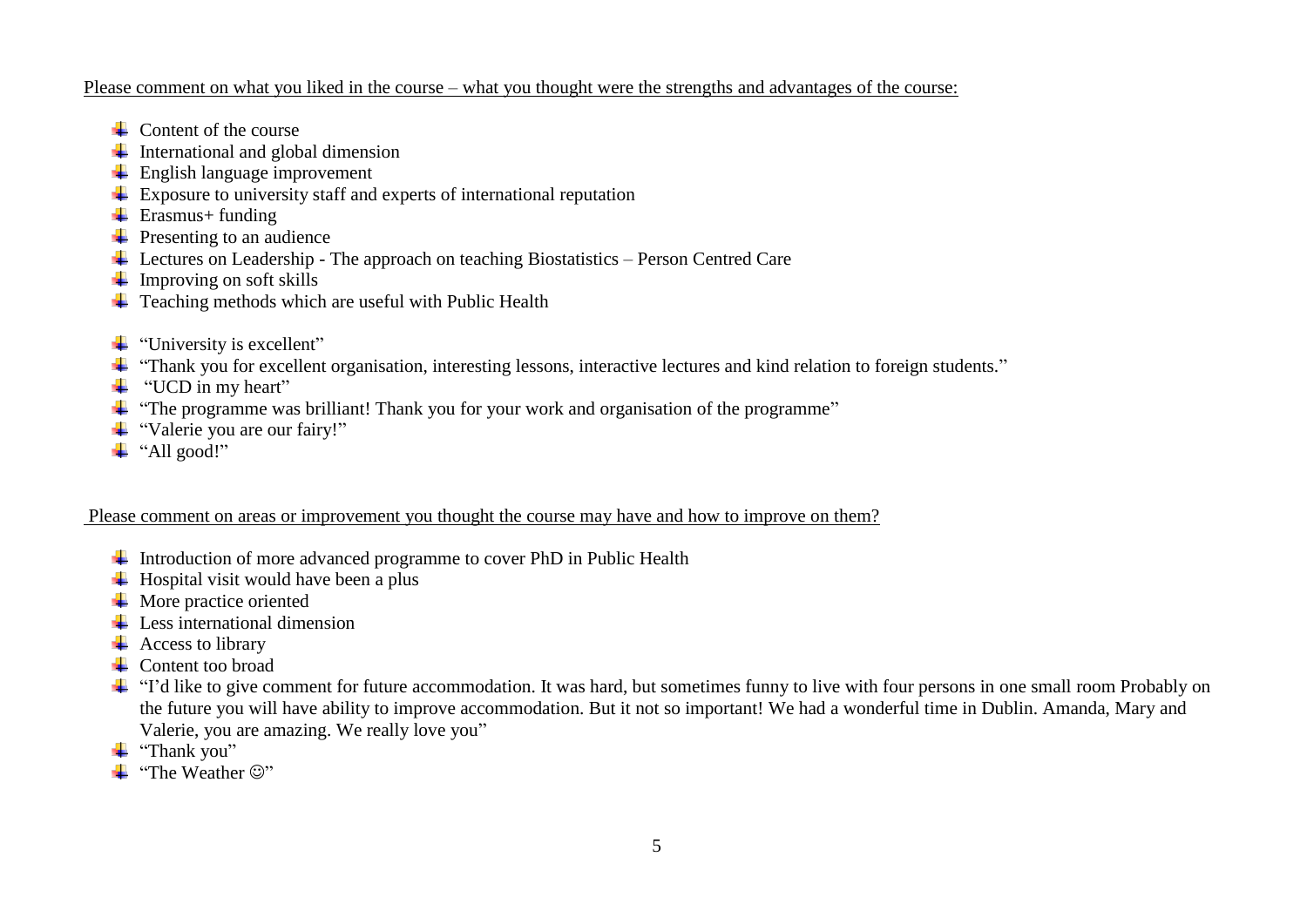Please comment on what you liked in the course – what you thought were the strengths and advantages of the course:

- Content of the course
- International and global dimension
- English language improvement
- Exposure to university staff and experts of international reputation
- Erasmus+ funding
- Presenting to an audience
- Lectures on Leadership - The approach on teaching Biostatistics – Person Centred Care
- Improving on soft skills
- Teaching methods which are useful with Public Health

- "University is excellent"
- "Thank you for excellent organisation, interesting lessons, interactive lectures and kind relation to foreign students."
- "UCD in my heart"
- "The programme was brilliant! Thank you for your work and organisation of the programme"
- "Valerie you are our fairy!"
- "All good!"

Please comment on areas or improvement you thought the course may have and how to improve on them?

- Introduction of more advanced programme to cover PhD in Public Health
- Hospital visit would have been a plus
- More practice oriented
- Less international dimension
- Access to library
- Content too broad
- "I'd like to give comment for future accommodation. It was hard, but sometimes funny to live with four persons in one small room Probably on the future you will have ability to improve accommodation. But it not so important! We had a wonderful time in Dublin. Amanda, Mary and Valerie, you are amazing. We really love you"
- "Thank you"
- "The Weather ☺"